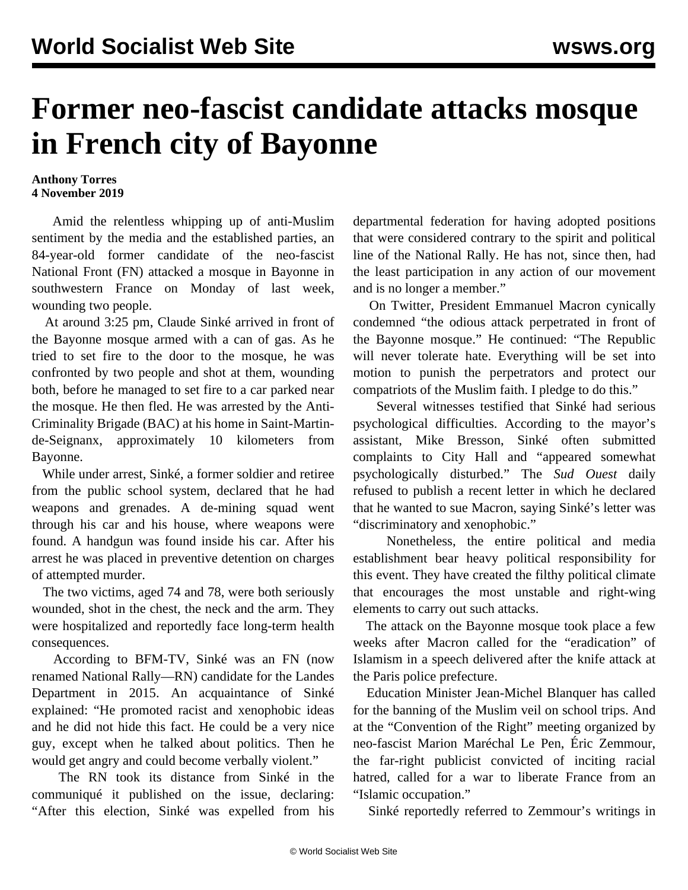# Former neo-fascist candidate attacks mosque in French city of Bayonne

**Anthony Torres**
**4 November 2019**

Amid the relentless whipping up of anti-Muslim sentiment by the media and the established parties, an 84-year-old former candidate of the neo-fascist National Front (FN) attacked a mosque in Bayonne in southwestern France on Monday of last week, wounding two people.

At around 3:25 pm, Claude Sinké arrived in front of the Bayonne mosque armed with a can of gas. As he tried to set fire to the door to the mosque, he was confronted by two people and shot at them, wounding both, before he managed to set fire to a car parked near the mosque. He then fled. He was arrested by the Anti-Criminality Brigade (BAC) at his home in Saint-Martin-de-Seignanx, approximately 10 kilometers from Bayonne.

While under arrest, Sinké, a former soldier and retiree from the public school system, declared that he had weapons and grenades. A de-mining squad went through his car and his house, where weapons were found. A handgun was found inside his car. After his arrest he was placed in preventive detention on charges of attempted murder.

The two victims, aged 74 and 78, were both seriously wounded, shot in the chest, the neck and the arm. They were hospitalized and reportedly face long-term health consequences.

According to BFM-TV, Sinké was an FN (now renamed National Rally—RN) candidate for the Landes Department in 2015. An acquaintance of Sinké explained: "He promoted racist and xenophobic ideas and he did not hide this fact. He could be a very nice guy, except when he talked about politics. Then he would get angry and could become verbally violent."

The RN took its distance from Sinké in the communiqué it published on the issue, declaring: "After this election, Sinké was expelled from his departmental federation for having adopted positions that were considered contrary to the spirit and political line of the National Rally. He has not, since then, had the least participation in any action of our movement and is no longer a member."

On Twitter, President Emmanuel Macron cynically condemned "the odious attack perpetrated in front of the Bayonne mosque." He continued: "The Republic will never tolerate hate. Everything will be set into motion to punish the perpetrators and protect our compatriots of the Muslim faith. I pledge to do this."

Several witnesses testified that Sinké had serious psychological difficulties. According to the mayor's assistant, Mike Bresson, Sinké often submitted complaints to City Hall and "appeared somewhat psychologically disturbed." The *Sud Ouest* daily refused to publish a recent letter in which he declared that he wanted to sue Macron, saying Sinké's letter was "discriminatory and xenophobic."

Nonetheless, the entire political and media establishment bear heavy political responsibility for this event. They have created the filthy political climate that encourages the most unstable and right-wing elements to carry out such attacks.

The attack on the Bayonne mosque took place a few weeks after Macron called for the "eradication" of Islamism in a speech delivered after the knife attack at the Paris police prefecture.

Education Minister Jean-Michel Blanquer has called for the banning of the Muslim veil on school trips. And at the "Convention of the Right" meeting organized by neo-fascist Marion Maréchal Le Pen, Éric Zemmour, the far-right publicist convicted of inciting racial hatred, called for a war to liberate France from an "Islamic occupation."

Sinké reportedly referred to Zemmour's writings in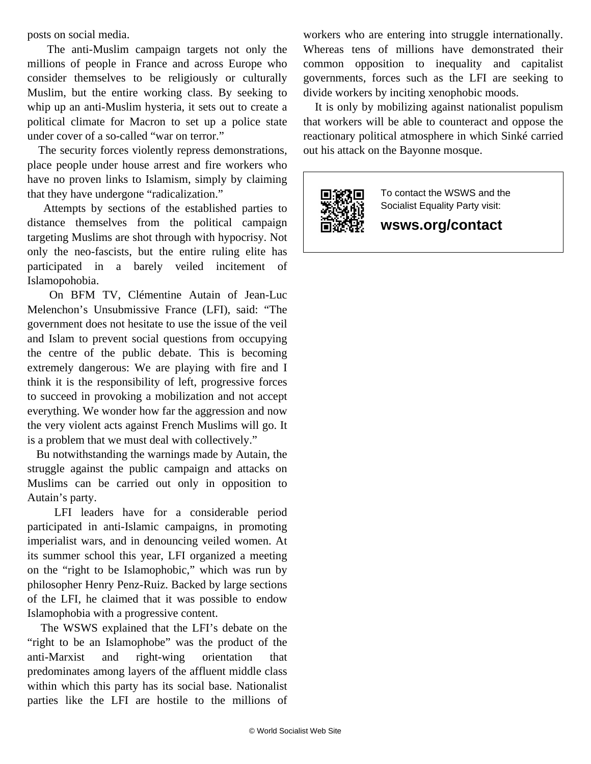posts on social media.

The anti-Muslim campaign targets not only the millions of people in France and across Europe who consider themselves to be religiously or culturally Muslim, but the entire working class. By seeking to whip up an anti-Muslim hysteria, it sets out to create a political climate for Macron to set up a police state under cover of a so-called "war on terror."

The security forces violently repress demonstrations, place people under house arrest and fire workers who have no proven links to Islamism, simply by claiming that they have undergone "radicalization."

Attempts by sections of the established parties to distance themselves from the political campaign targeting Muslims are shot through with hypocrisy. Not only the neo-fascists, but the entire ruling elite has participated in a barely veiled incitement of Islamopohobia.

On BFM TV, Clémentine Autain of Jean-Luc Melenchon's Unsubmissive France (LFI), said: "The government does not hesitate to use the issue of the veil and Islam to prevent social questions from occupying the centre of the public debate. This is becoming extremely dangerous: We are playing with fire and I think it is the responsibility of left, progressive forces to succeed in provoking a mobilization and not accept everything. We wonder how far the aggression and now the very violent acts against French Muslims will go. It is a problem that we must deal with collectively."

Bu notwithstanding the warnings made by Autain, the struggle against the public campaign and attacks on Muslims can be carried out only in opposition to Autain's party.

LFI leaders have for a considerable period participated in anti-Islamic campaigns, in promoting imperialist wars, and in denouncing veiled women. At its summer school this year, LFI organized a meeting on the "right to be Islamophobic," which was run by philosopher Henry Penz-Ruiz. Backed by large sections of the LFI, he claimed that it was possible to endow Islamophobia with a progressive content.

The WSWS explained that the LFI's debate on the "right to be an Islamophobe" was the product of the anti-Marxist and right-wing orientation that predominates among layers of the affluent middle class within which this party has its social base. Nationalist parties like the LFI are hostile to the millions of workers who are entering into struggle internationally. Whereas tens of millions have demonstrated their common opposition to inequality and capitalist governments, forces such as the LFI are seeking to divide workers by inciting xenophobic moods.

It is only by mobilizing against nationalist populism that workers will be able to counteract and oppose the reactionary political atmosphere in which Sinké carried out his attack on the Bayonne mosque.

To contact the WSWS and the Socialist Equality Party visit:

**wsws.org/contact**